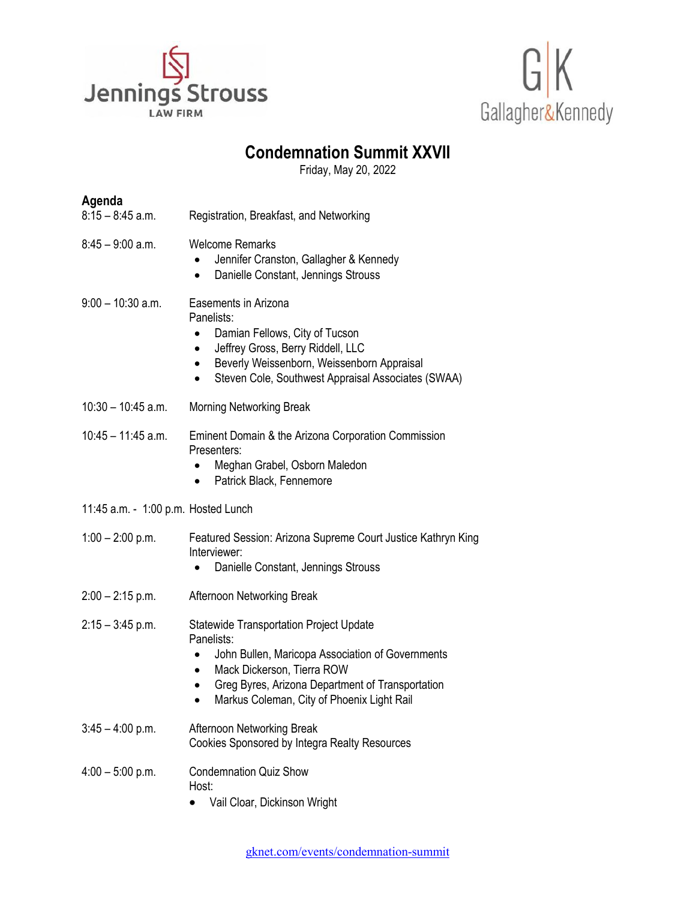Jennings Strouss
LAW FIRM

G|K
Gallagher&Kennedy

# Condemnation Summit XXVII

Friday, May 20, 2022

## Agenda

8:15 – 8:45 a.m. Registration, Breakfast, and Networking

8:45 – 9:00 a.m. Welcome Remarks
- Jennifer Cranston, Gallagher & Kennedy
- Danielle Constant, Jennings Strouss

9:00 – 10:30 a.m. Easements in Arizona
Panelists:
- Damian Fellows, City of Tucson
- Jeffrey Gross, Berry Riddell, LLC
- Beverly Weissenborn, Weissenborn Appraisal
- Steven Cole, Southwest Appraisal Associates (SWAA)

10:30 – 10:45 a.m. Morning Networking Break

10:45 – 11:45 a.m. Eminent Domain & the Arizona Corporation Commission
Presenters:
- Meghan Grabel, Osborn Maledon
- Patrick Black, Fennemore

11:45 a.m. - 1:00 p.m. Hosted Lunch

1:00 – 2:00 p.m. Featured Session: Arizona Supreme Court Justice Kathryn King
Interviewer:
- Danielle Constant, Jennings Strouss

2:00 – 2:15 p.m. Afternoon Networking Break

2:15 – 3:45 p.m. Statewide Transportation Project Update
Panelists:
- John Bullen, Maricopa Association of Governments
- Mack Dickerson, Tierra ROW
- Greg Byres, Arizona Department of Transportation
- Markus Coleman, City of Phoenix Light Rail

3:45 – 4:00 p.m. Afternoon Networking Break
Cookies Sponsored by Integra Realty Resources

4:00 – 5:00 p.m. Condemnation Quiz Show
Host:
- Vail Cloar, Dickinson Wright

gknet.com/events/condemnation-summit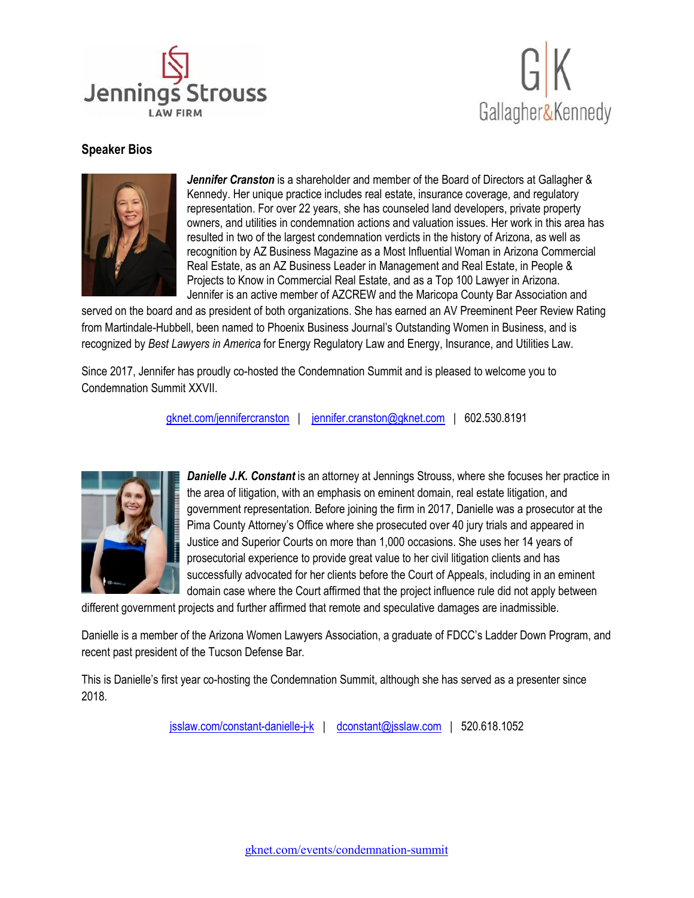## Speaker Bios

***Jennifer Cranston*** is a shareholder and member of the Board of Directors at Gallagher & Kennedy. Her unique practice includes real estate, insurance coverage, and regulatory representation. For over 22 years, she has counseled land developers, private property owners, and utilities in condemnation actions and valuation issues. Her work in this area has resulted in two of the largest condemnation verdicts in the history of Arizona, as well as recognition by AZ Business Magazine as a Most Influential Woman in Arizona Commercial Real Estate, as an AZ Business Leader in Management and Real Estate, in People & Projects to Know in Commercial Real Estate, and as a Top 100 Lawyer in Arizona. Jennifer is an active member of AZCREW and the Maricopa County Bar Association and served on the board and as president of both organizations. She has earned an AV Preeminent Peer Review Rating from Martindale-Hubbell, been named to Phoenix Business Journal's Outstanding Women in Business, and is recognized by *Best Lawyers in America* for Energy Regulatory Law and Energy, Insurance, and Utilities Law.

Since 2017, Jennifer has proudly co-hosted the Condemnation Summit and is pleased to welcome you to Condemnation Summit XXVII.

gknet.com/jennifercranston | jennifer.cranston@gknet.com | 602.530.8191

***Danielle J.K. Constant*** is an attorney at Jennings Strouss, where she focuses her practice in the area of litigation, with an emphasis on eminent domain, real estate litigation, and government representation. Before joining the firm in 2017, Danielle was a prosecutor at the Pima County Attorney's Office where she prosecuted over 40 jury trials and appeared in Justice and Superior Courts on more than 1,000 occasions. She uses her 14 years of prosecutorial experience to provide great value to her civil litigation clients and has successfully advocated for her clients before the Court of Appeals, including in an eminent domain case where the Court affirmed that the project influence rule did not apply between different government projects and further affirmed that remote and speculative damages are inadmissible.

Danielle is a member of the Arizona Women Lawyers Association, a graduate of FDCC's Ladder Down Program, and recent past president of the Tucson Defense Bar.

This is Danielle's first year co-hosting the Condemnation Summit, although she has served as a presenter since 2018.

jsslaw.com/constant-danielle-j-k | dconstant@jsslaw.com | 520.618.1052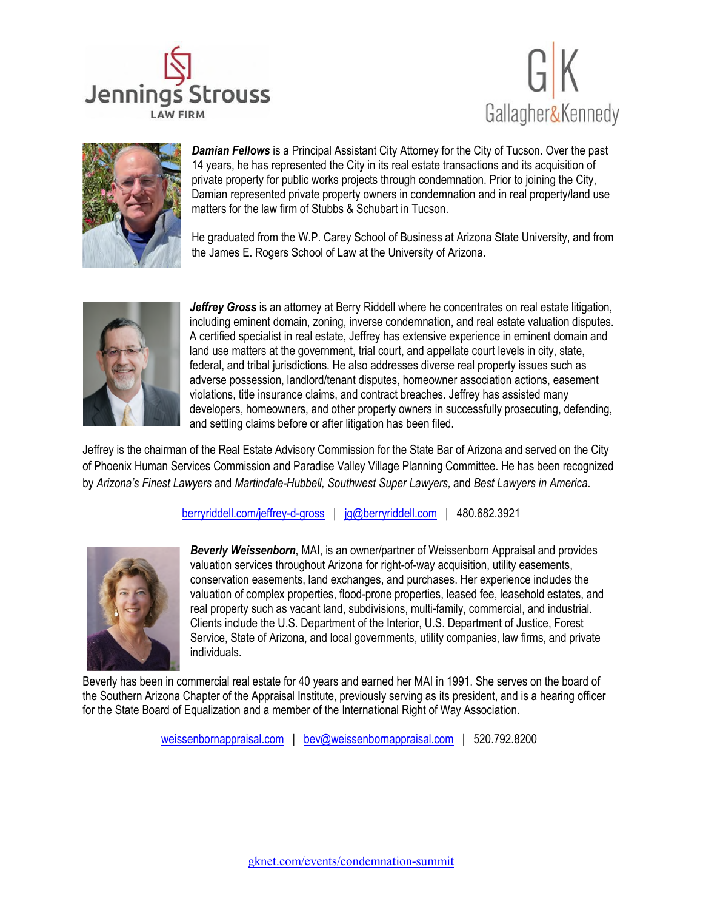Jennings Strouss LAW FIRM

G|K Gallagher&Kennedy

***Damian Fellows*** is a Principal Assistant City Attorney for the City of Tucson. Over the past 14 years, he has represented the City in its real estate transactions and its acquisition of private property for public works projects through condemnation. Prior to joining the City, Damian represented private property owners in condemnation and in real property/land use matters for the law firm of Stubbs & Schubart in Tucson.

He graduated from the W.P. Carey School of Business at Arizona State University, and from the James E. Rogers School of Law at the University of Arizona.

***Jeffrey Gross*** is an attorney at Berry Riddell where he concentrates on real estate litigation, including eminent domain, zoning, inverse condemnation, and real estate valuation disputes. A certified specialist in real estate, Jeffrey has extensive experience in eminent domain and land use matters at the government, trial court, and appellate court levels in city, state, federal, and tribal jurisdictions. He also addresses diverse real property issues such as adverse possession, landlord/tenant disputes, homeowner association actions, easement violations, title insurance claims, and contract breaches. Jeffrey has assisted many developers, homeowners, and other property owners in successfully prosecuting, defending, and settling claims before or after litigation has been filed.

Jeffrey is the chairman of the Real Estate Advisory Commission for the State Bar of Arizona and served on the City of Phoenix Human Services Commission and Paradise Valley Village Planning Committee. He has been recognized by *Arizona's Finest Lawyers* and *Martindale-Hubbell, Southwest Super Lawyers,* and *Best Lawyers in America*.

berryriddell.com/jeffrey-d-gross | jg@berryriddell.com | 480.682.3921

***Beverly Weissenborn***, MAI, is an owner/partner of Weissenborn Appraisal and provides valuation services throughout Arizona for right-of-way acquisition, utility easements, conservation easements, land exchanges, and purchases. Her experience includes the valuation of complex properties, flood-prone properties, leased fee, leasehold estates, and real property such as vacant land, subdivisions, multi-family, commercial, and industrial. Clients include the U.S. Department of the Interior, U.S. Department of Justice, Forest Service, State of Arizona, and local governments, utility companies, law firms, and private individuals.

Beverly has been in commercial real estate for 40 years and earned her MAI in 1991. She serves on the board of the Southern Arizona Chapter of the Appraisal Institute, previously serving as its president, and is a hearing officer for the State Board of Equalization and a member of the International Right of Way Association.

weissenbornappraisal.com | bev@weissenbornappraisal.com | 520.792.8200

gknet.com/events/condemnation-summit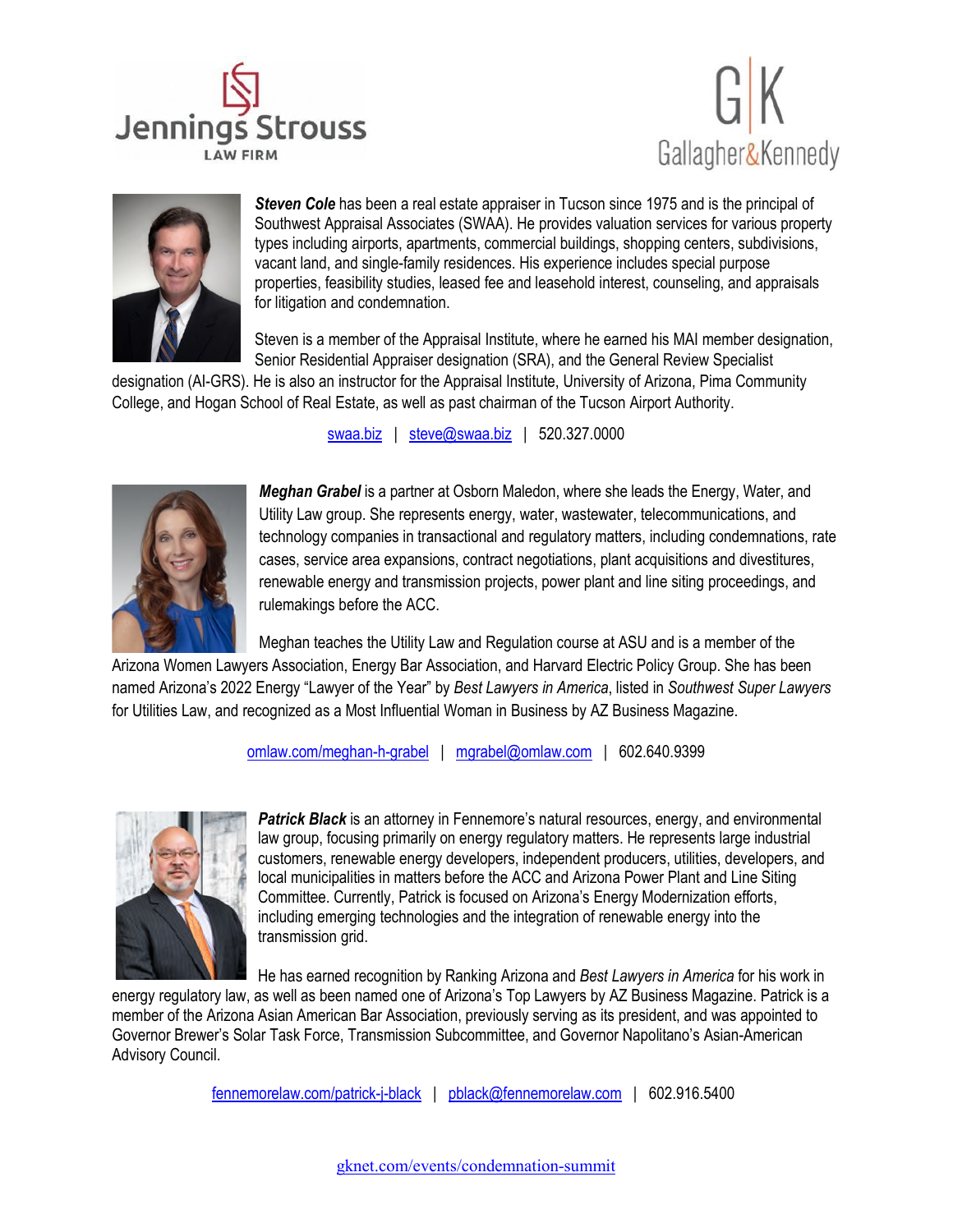**Jennings Strouss** LAW FIRM

**G|K Gallagher&Kennedy**

***Steven Cole*** has been a real estate appraiser in Tucson since 1975 and is the principal of Southwest Appraisal Associates (SWAA). He provides valuation services for various property types including airports, apartments, commercial buildings, shopping centers, subdivisions, vacant land, and single-family residences. His experience includes special purpose properties, feasibility studies, leased fee and leasehold interest, counseling, and appraisals for litigation and condemnation.

Steven is a member of the Appraisal Institute, where he earned his MAI member designation, Senior Residential Appraiser designation (SRA), and the General Review Specialist designation (AI-GRS). He is also an instructor for the Appraisal Institute, University of Arizona, Pima Community College, and Hogan School of Real Estate, as well as past chairman of the Tucson Airport Authority.

swaa.biz | steve@swaa.biz | 520.327.0000

***Meghan Grabel*** is a partner at Osborn Maledon, where she leads the Energy, Water, and Utility Law group. She represents energy, water, wastewater, telecommunications, and technology companies in transactional and regulatory matters, including condemnations, rate cases, service area expansions, contract negotiations, plant acquisitions and divestitures, renewable energy and transmission projects, power plant and line siting proceedings, and rulemakings before the ACC.

Meghan teaches the Utility Law and Regulation course at ASU and is a member of the Arizona Women Lawyers Association, Energy Bar Association, and Harvard Electric Policy Group. She has been named Arizona's 2022 Energy "Lawyer of the Year" by *Best Lawyers in America*, listed in *Southwest Super Lawyers* for Utilities Law, and recognized as a Most Influential Woman in Business by AZ Business Magazine.

omlaw.com/meghan-h-grabel | mgrabel@omlaw.com | 602.640.9399

***Patrick Black*** is an attorney in Fennemore's natural resources, energy, and environmental law group, focusing primarily on energy regulatory matters. He represents large industrial customers, renewable energy developers, independent producers, utilities, developers, and local municipalities in matters before the ACC and Arizona Power Plant and Line Siting Committee. Currently, Patrick is focused on Arizona's Energy Modernization efforts, including emerging technologies and the integration of renewable energy into the transmission grid.

He has earned recognition by Ranking Arizona and *Best Lawyers in America* for his work in energy regulatory law, as well as been named one of Arizona's Top Lawyers by AZ Business Magazine. Patrick is a member of the Arizona Asian American Bar Association, previously serving as its president, and was appointed to Governor Brewer's Solar Task Force, Transmission Subcommittee, and Governor Napolitano's Asian-American Advisory Council.

fennemorelaw.com/patrick-j-black | pblack@fennemorelaw.com | 602.916.5400

gknet.com/events/condemnation-summit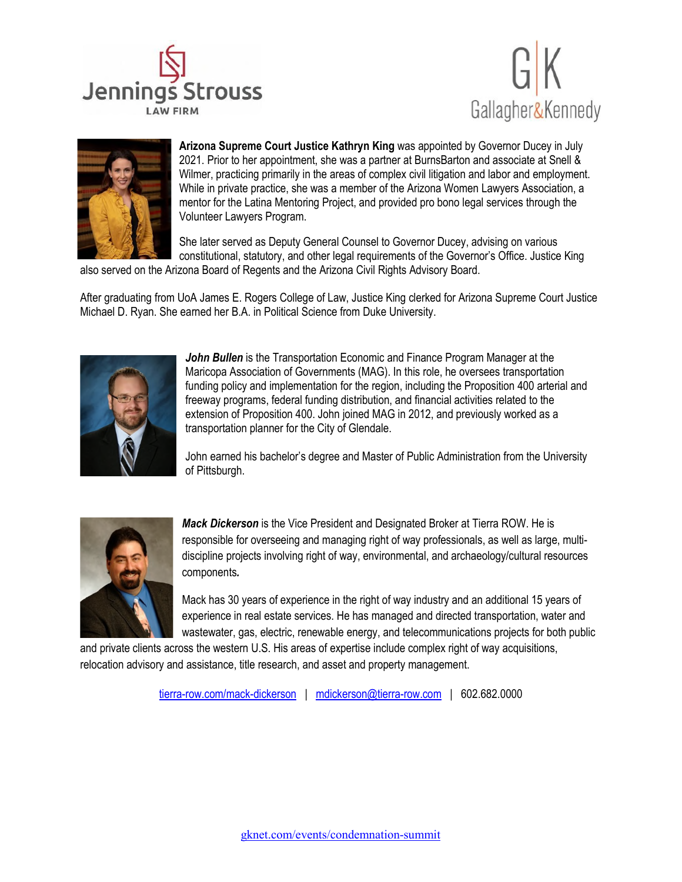Jennings Strouss LAW FIRM

Gallagher&Kennedy

**Arizona Supreme Court Justice Kathryn King** was appointed by Governor Ducey in July 2021. Prior to her appointment, she was a partner at BurnsBarton and associate at Snell & Wilmer, practicing primarily in the areas of complex civil litigation and labor and employment. While in private practice, she was a member of the Arizona Women Lawyers Association, a mentor for the Latina Mentoring Project, and provided pro bono legal services through the Volunteer Lawyers Program.

She later served as Deputy General Counsel to Governor Ducey, advising on various constitutional, statutory, and other legal requirements of the Governor's Office. Justice King also served on the Arizona Board of Regents and the Arizona Civil Rights Advisory Board.

After graduating from UoA James E. Rogers College of Law, Justice King clerked for Arizona Supreme Court Justice Michael D. Ryan. She earned her B.A. in Political Science from Duke University.

***John Bullen*** is the Transportation Economic and Finance Program Manager at the Maricopa Association of Governments (MAG). In this role, he oversees transportation funding policy and implementation for the region, including the Proposition 400 arterial and freeway programs, federal funding distribution, and financial activities related to the extension of Proposition 400. John joined MAG in 2012, and previously worked as a transportation planner for the City of Glendale.

John earned his bachelor's degree and Master of Public Administration from the University of Pittsburgh.

***Mack Dickerson*** is the Vice President and Designated Broker at Tierra ROW. He is responsible for overseeing and managing right of way professionals, as well as large, multi-discipline projects involving right of way, environmental, and archaeology/cultural resources components.

Mack has 30 years of experience in the right of way industry and an additional 15 years of experience in real estate services. He has managed and directed transportation, water and wastewater, gas, electric, renewable energy, and telecommunications projects for both public and private clients across the western U.S. His areas of expertise include complex right of way acquisitions, relocation advisory and assistance, title research, and asset and property management.

tierra-row.com/mack-dickerson | mdickerson@tierra-row.com | 602.682.0000

gknet.com/events/condemnation-summit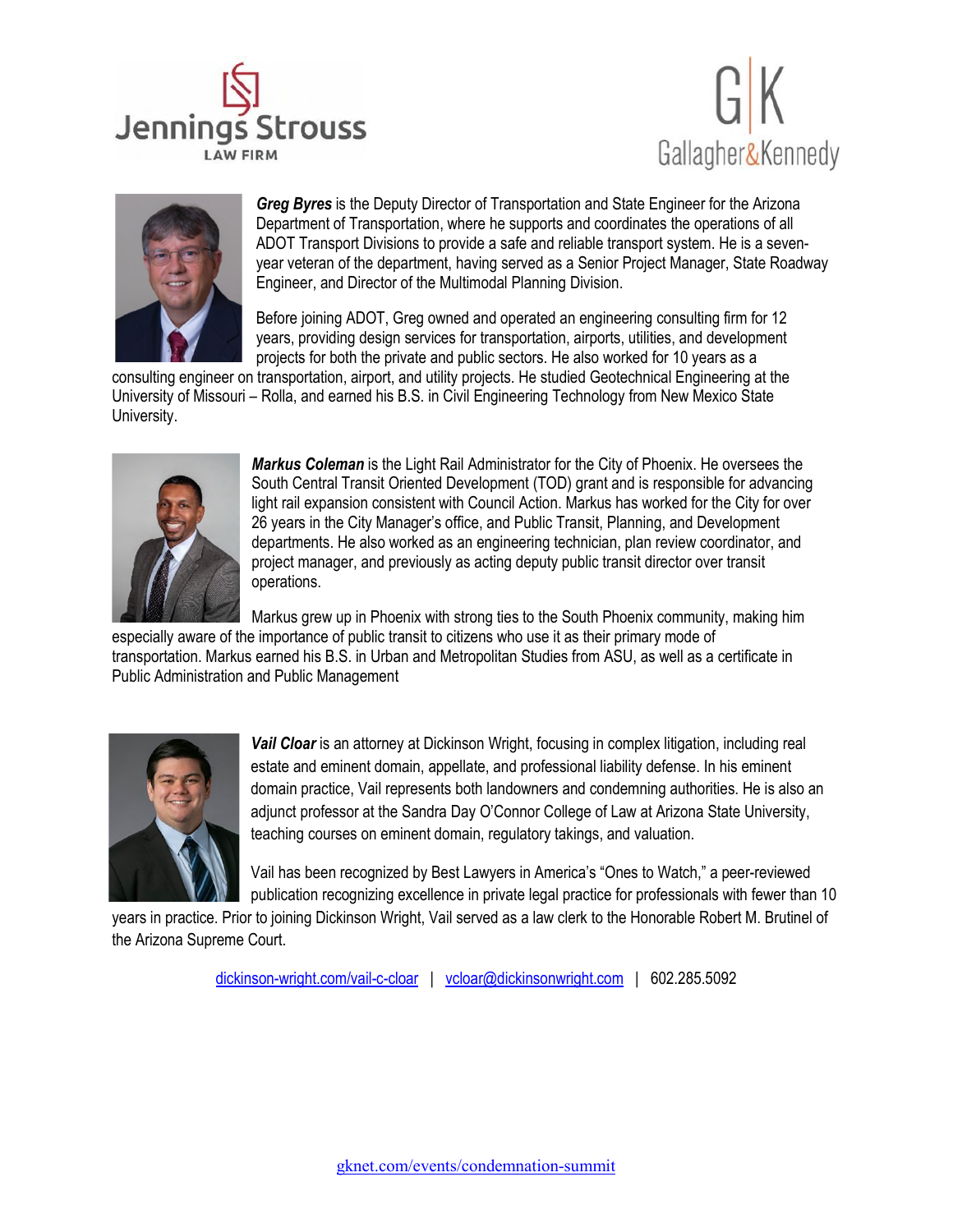**Jennings Strouss** LAW FIRM

**G|K Gallagher&Kennedy**

***Greg Byres*** is the Deputy Director of Transportation and State Engineer for the Arizona Department of Transportation, where he supports and coordinates the operations of all ADOT Transport Divisions to provide a safe and reliable transport system. He is a seven-year veteran of the department, having served as a Senior Project Manager, State Roadway Engineer, and Director of the Multimodal Planning Division.

Before joining ADOT, Greg owned and operated an engineering consulting firm for 12 years, providing design services for transportation, airports, utilities, and development projects for both the private and public sectors. He also worked for 10 years as a consulting engineer on transportation, airport, and utility projects. He studied Geotechnical Engineering at the University of Missouri – Rolla, and earned his B.S. in Civil Engineering Technology from New Mexico State University.

***Markus Coleman*** is the Light Rail Administrator for the City of Phoenix. He oversees the South Central Transit Oriented Development (TOD) grant and is responsible for advancing light rail expansion consistent with Council Action. Markus has worked for the City for over 26 years in the City Manager's office, and Public Transit, Planning, and Development departments. He also worked as an engineering technician, plan review coordinator, and project manager, and previously as acting deputy public transit director over transit operations.

Markus grew up in Phoenix with strong ties to the South Phoenix community, making him especially aware of the importance of public transit to citizens who use it as their primary mode of transportation. Markus earned his B.S. in Urban and Metropolitan Studies from ASU, as well as a certificate in Public Administration and Public Management

***Vail Cloar*** is an attorney at Dickinson Wright, focusing in complex litigation, including real estate and eminent domain, appellate, and professional liability defense. In his eminent domain practice, Vail represents both landowners and condemning authorities. He is also an adjunct professor at the Sandra Day O'Connor College of Law at Arizona State University, teaching courses on eminent domain, regulatory takings, and valuation.

Vail has been recognized by Best Lawyers in America's "Ones to Watch," a peer-reviewed publication recognizing excellence in private legal practice for professionals with fewer than 10 years in practice. Prior to joining Dickinson Wright, Vail served as a law clerk to the Honorable Robert M. Brutinel of the Arizona Supreme Court.

dickinson-wright.com/vail-c-cloar | vcloar@dickinsonwright.com | 602.285.5092

gknet.com/events/condemnation-summit